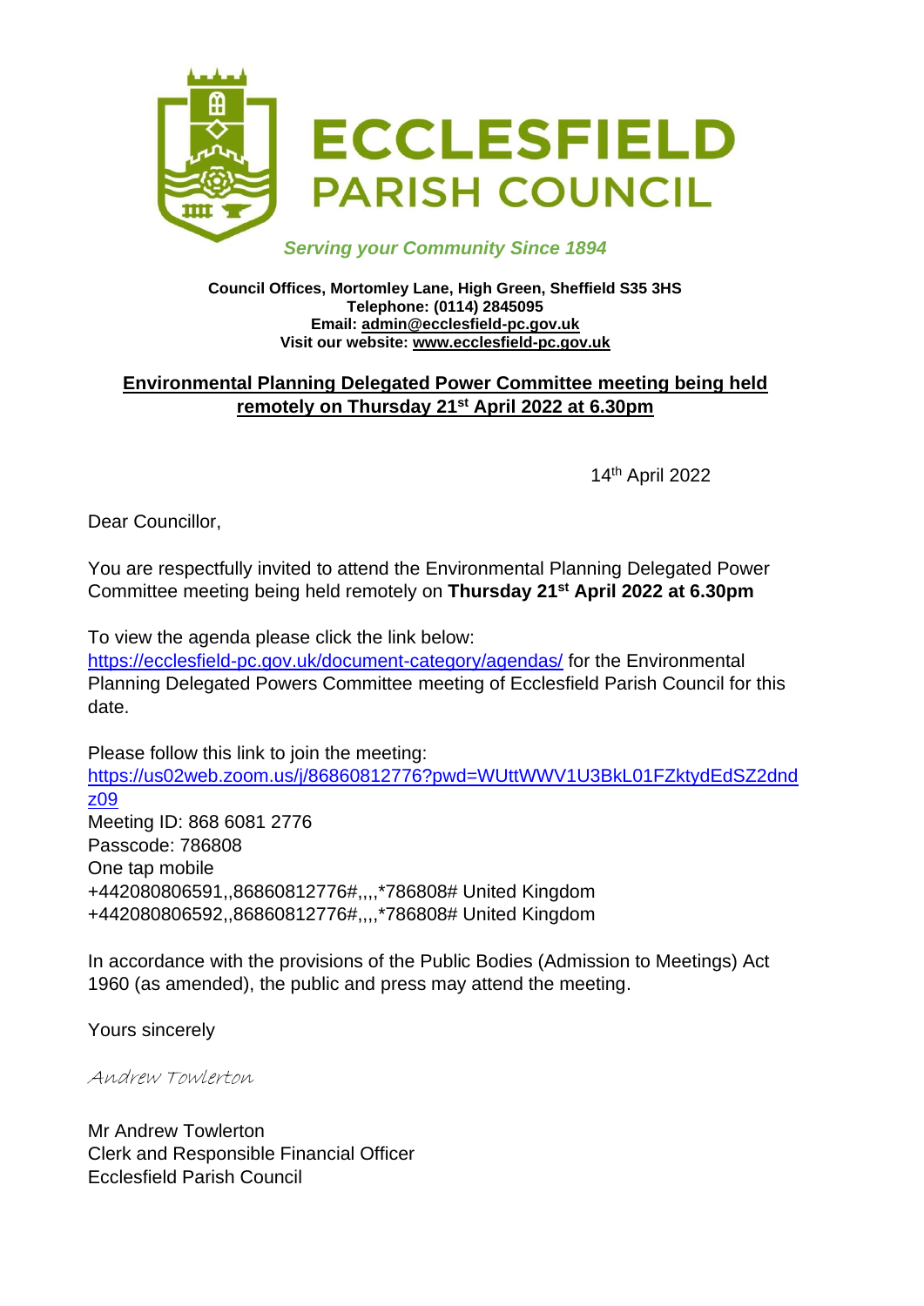# ECCLESFIELD PARISH COUNCIL

*Serving your Community Since 1894*

**Council Offices, Mortomley Lane, High Green, Sheffield S35 3HS**
**Telephone: (0114) 2845095**
**Email: admin@ecclesfield-pc.gov.uk**
**Visit our website: www.ecclesfield-pc.gov.uk**

## Environmental Planning Delegated Power Committee meeting being held remotely on Thursday 21st April 2022 at 6.30pm

14th April 2022

Dear Councillor,

You are respectfully invited to attend the Environmental Planning Delegated Power Committee meeting being held remotely on **Thursday 21st April 2022 at 6.30pm**

To view the agenda please click the link below:
https://ecclesfield-pc.gov.uk/document-category/agendas/ for the Environmental Planning Delegated Powers Committee meeting of Ecclesfield Parish Council for this date.

Please follow this link to join the meeting:
https://us02web.zoom.us/j/86860812776?pwd=WUttWWV1U3BkL01FZktydEdSZ2dndz09
Meeting ID: 868 6081 2776
Passcode: 786808
One tap mobile
+442080806591,,86860812776#,,,,*786808# United Kingdom
+442080806592,,86860812776#,,,,*786808# United Kingdom

In accordance with the provisions of the Public Bodies (Admission to Meetings) Act 1960 (as amended), the public and press may attend the meeting.

Yours sincerely

*Andrew Towlerton*

Mr Andrew Towlerton
Clerk and Responsible Financial Officer
Ecclesfield Parish Council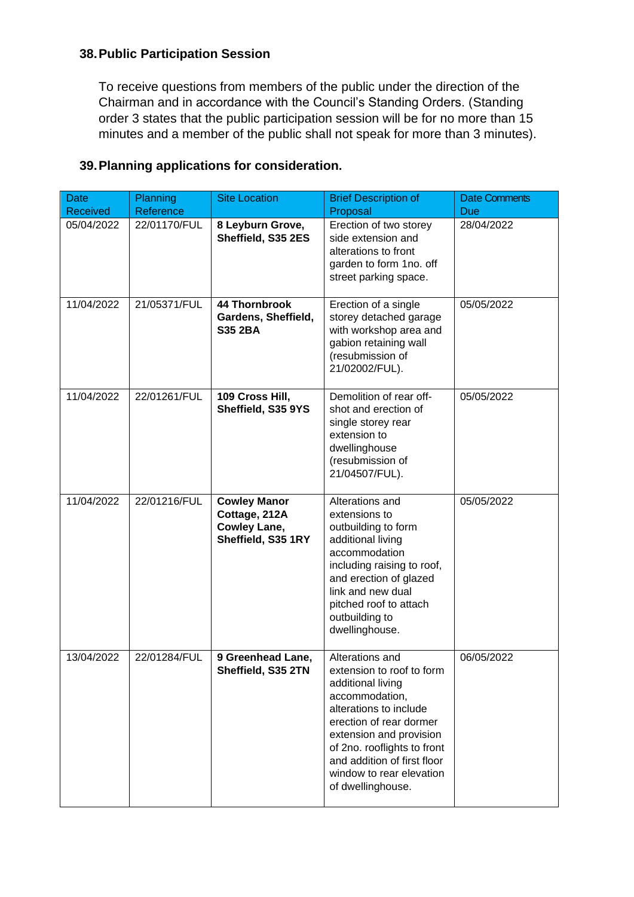## 38. Public Participation Session

To receive questions from members of the public under the direction of the Chairman and in accordance with the Council's Standing Orders. (Standing order 3 states that the public participation session will be for no more than 15 minutes and a member of the public shall not speak for more than 3 minutes).

## 39. Planning applications for consideration.

| Date Received | Planning Reference | Site Location | Brief Description of Proposal | Date Comments Due |
|---|---|---|---|---|
| 05/04/2022 | 22/01170/FUL | **8 Leyburn Grove, Sheffield, S35 2ES** | Erection of two storey side extension and alterations to front garden to form 1no. off street parking space. | 28/04/2022 |
| 11/04/2022 | 21/05371/FUL | **44 Thornbrook Gardens, Sheffield, S35 2BA** | Erection of a single storey detached garage with workshop area and gabion retaining wall (resubmission of 21/02002/FUL). | 05/05/2022 |
| 11/04/2022 | 22/01261/FUL | **109 Cross Hill, Sheffield, S35 9YS** | Demolition of rear off-shot and erection of single storey rear extension to dwellinghouse (resubmission of 21/04507/FUL). | 05/05/2022 |
| 11/04/2022 | 22/01216/FUL | **Cowley Manor Cottage, 212A Cowley Lane, Sheffield, S35 1RY** | Alterations and extensions to outbuilding to form additional living accommodation including raising to roof, and erection of glazed link and new dual pitched roof to attach outbuilding to dwellinghouse. | 05/05/2022 |
| 13/04/2022 | 22/01284/FUL | **9 Greenhead Lane, Sheffield, S35 2TN** | Alterations and extension to roof to form additional living accommodation, alterations to include erection of rear dormer extension and provision of 2no. rooflights to front and addition of first floor window to rear elevation of dwellinghouse. | 06/05/2022 |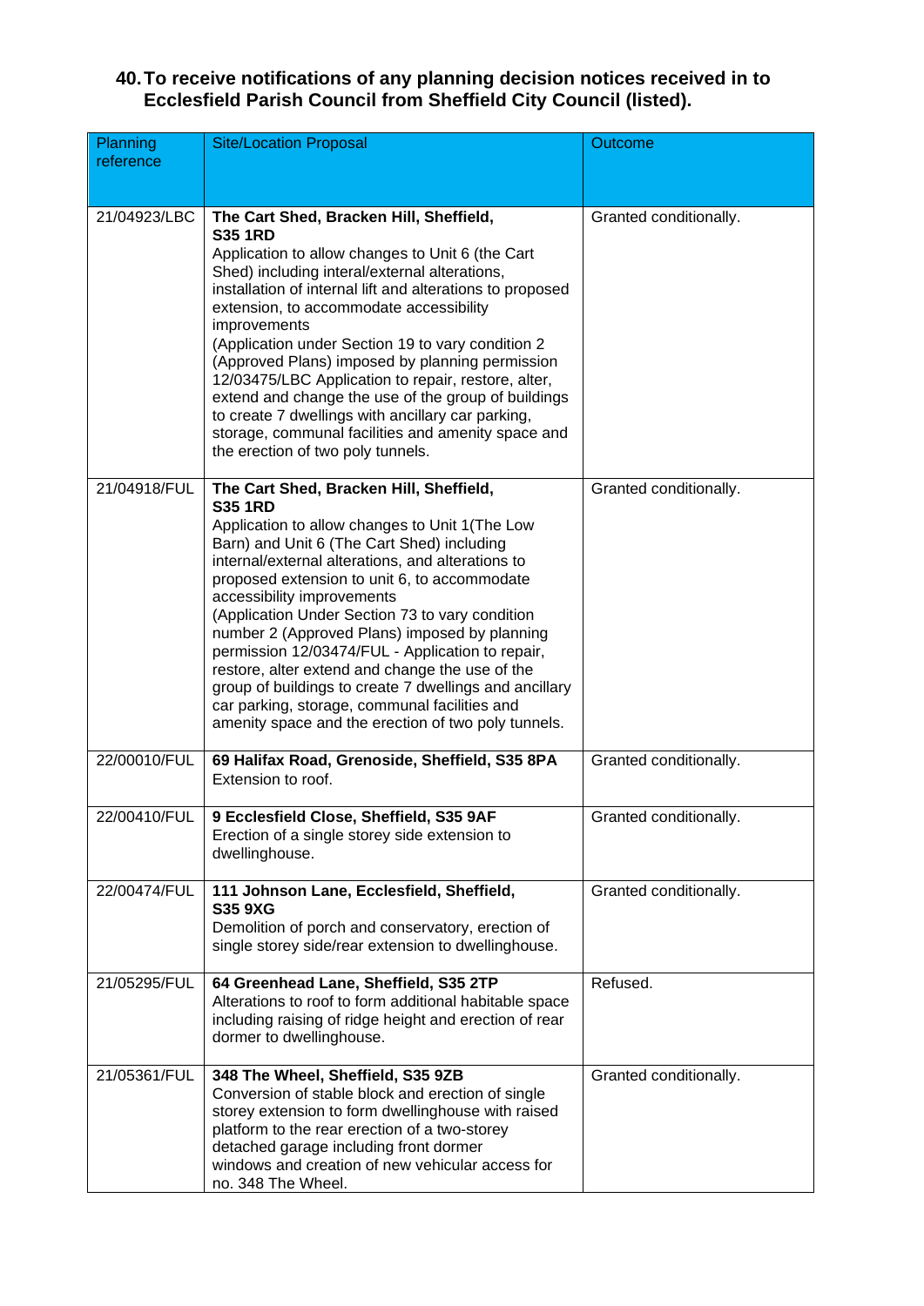### 40. To receive notifications of any planning decision notices received in to Ecclesfield Parish Council from Sheffield City Council (listed).

| Planning reference | Site/Location Proposal | Outcome |
|---|---|---|
| 21/04923/LBC | **The Cart Shed, Bracken Hill, Sheffield, S35 1RD** Application to allow changes to Unit 6 (the Cart Shed) including interal/external alterations, installation of internal lift and alterations to proposed extension, to accommodate accessibility improvements (Application under Section 19 to vary condition 2 (Approved Plans) imposed by planning permission 12/03475/LBC Application to repair, restore, alter, extend and change the use of the group of buildings to create 7 dwellings with ancillary car parking, storage, communal facilities and amenity space and the erection of two poly tunnels. | Granted conditionally. |
| 21/04918/FUL | **The Cart Shed, Bracken Hill, Sheffield, S35 1RD** Application to allow changes to Unit 1(The Low Barn) and Unit 6 (The Cart Shed) including internal/external alterations, and alterations to proposed extension to unit 6, to accommodate accessibility improvements (Application Under Section 73 to vary condition number 2 (Approved Plans) imposed by planning permission 12/03474/FUL - Application to repair, restore, alter extend and change the use of the group of buildings to create 7 dwellings and ancillary car parking, storage, communal facilities and amenity space and the erection of two poly tunnels. | Granted conditionally. |
| 22/00010/FUL | **69 Halifax Road, Grenoside, Sheffield, S35 8PA** Extension to roof. | Granted conditionally. |
| 22/00410/FUL | **9 Ecclesfield Close, Sheffield, S35 9AF** Erection of a single storey side extension to dwellinghouse. | Granted conditionally. |
| 22/00474/FUL | **111 Johnson Lane, Ecclesfield, Sheffield, S35 9XG** Demolition of porch and conservatory, erection of single storey side/rear extension to dwellinghouse. | Granted conditionally. |
| 21/05295/FUL | **64 Greenhead Lane, Sheffield, S35 2TP** Alterations to roof to form additional habitable space including raising of ridge height and erection of rear dormer to dwellinghouse. | Refused. |
| 21/05361/FUL | **348 The Wheel, Sheffield, S35 9ZB** Conversion of stable block and erection of single storey extension to form dwellinghouse with raised platform to the rear erection of a two-storey detached garage including front dormer windows and creation of new vehicular access for no. 348 The Wheel. | Granted conditionally. |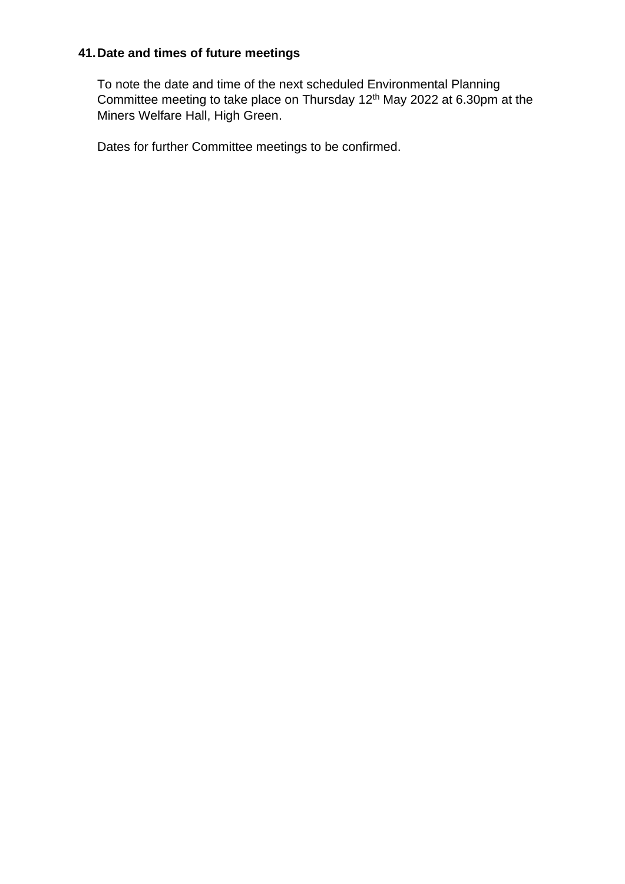**41. Date and times of future meetings**

To note the date and time of the next scheduled Environmental Planning Committee meeting to take place on Thursday 12th May 2022 at 6.30pm at the Miners Welfare Hall, High Green.

Dates for further Committee meetings to be confirmed.